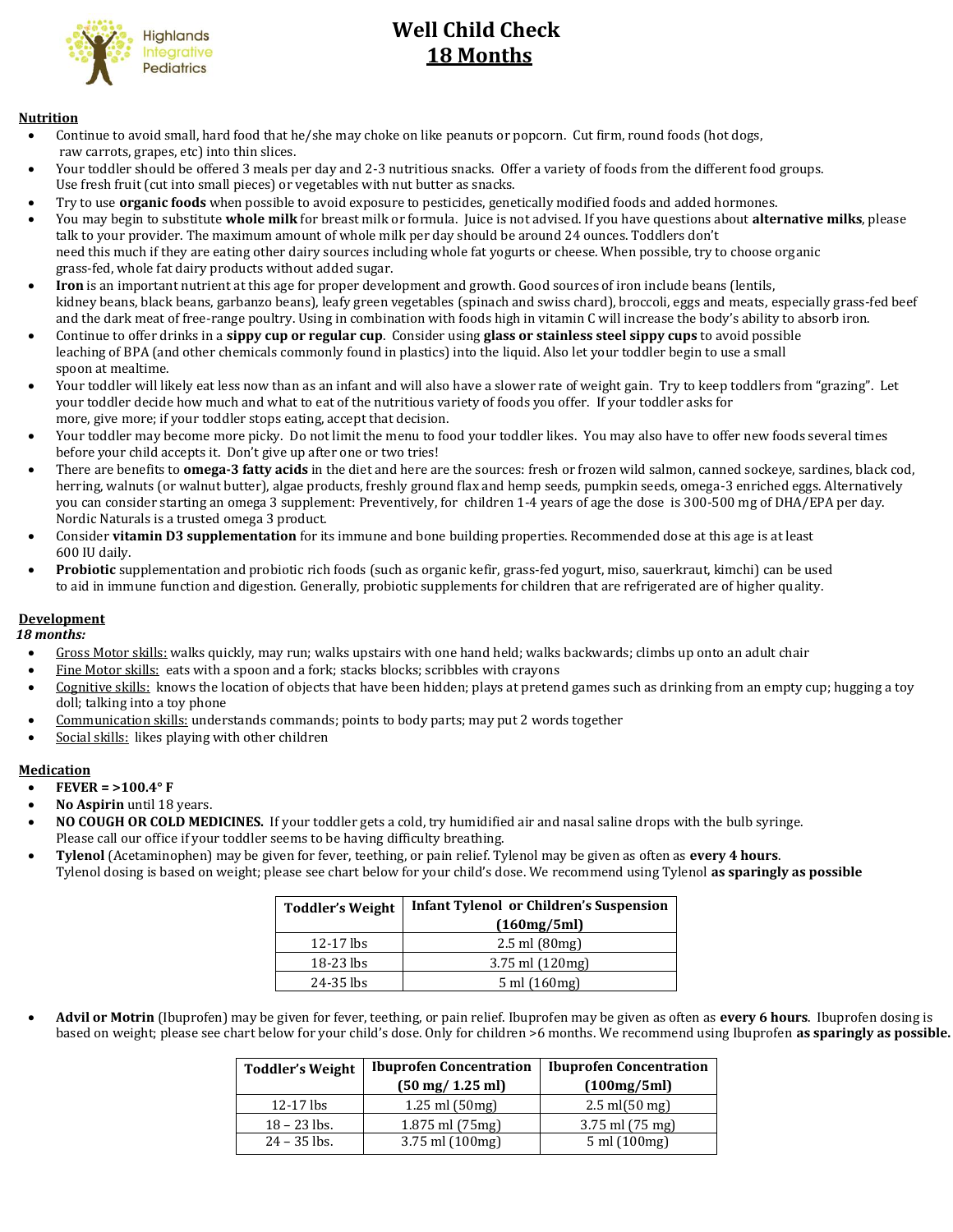Highlands Integrative Pediatrics

# Well Child Check
## 18 Months

### Nutrition

- Continue to avoid small, hard food that he/she may choke on like peanuts or popcorn. Cut firm, round foods (hot dogs, raw carrots, grapes, etc) into thin slices.
- Your toddler should be offered 3 meals per day and 2-3 nutritious snacks. Offer a variety of foods from the different food groups. Use fresh fruit (cut into small pieces) or vegetables with nut butter as snacks.
- Try to use **organic foods** when possible to avoid exposure to pesticides, genetically modified foods and added hormones.
- You may begin to substitute **whole milk** for breast milk or formula. Juice is not advised. If you have questions about **alternative milks**, please talk to your provider. The maximum amount of whole milk per day should be around 24 ounces. Toddlers don't need this much if they are eating other dairy sources including whole fat yogurts or cheese. When possible, try to choose organic grass-fed, whole fat dairy products without added sugar.
- **Iron** is an important nutrient at this age for proper development and growth. Good sources of iron include beans (lentils, kidney beans, black beans, garbanzo beans), leafy green vegetables (spinach and swiss chard), broccoli, eggs and meats, especially grass-fed beef and the dark meat of free-range poultry. Using in combination with foods high in vitamin C will increase the body's ability to absorb iron.
- Continue to offer drinks in a **sippy cup or regular cup**. Consider using **glass or stainless steel sippy cups** to avoid possible leaching of BPA (and other chemicals commonly found in plastics) into the liquid. Also let your toddler begin to use a small spoon at mealtime.
- Your toddler will likely eat less now than as an infant and will also have a slower rate of weight gain. Try to keep toddlers from "grazing". Let your toddler decide how much and what to eat of the nutritious variety of foods you offer. If your toddler asks for more, give more; if your toddler stops eating, accept that decision.
- Your toddler may become more picky. Do not limit the menu to food your toddler likes. You may also have to offer new foods several times before your child accepts it. Don't give up after one or two tries!
- There are benefits to **omega-3 fatty acids** in the diet and here are the sources: fresh or frozen wild salmon, canned sockeye, sardines, black cod, herring, walnuts (or walnut butter), algae products, freshly ground flax and hemp seeds, pumpkin seeds, omega-3 enriched eggs. Alternatively you can consider starting an omega 3 supplement: Preventively, for children 1-4 years of age the dose is 300-500 mg of DHA/EPA per day. Nordic Naturals is a trusted omega 3 product.
- Consider **vitamin D3 supplementation** for its immune and bone building properties. Recommended dose at this age is at least 600 IU daily.
- **Probiotic** supplementation and probiotic rich foods (such as organic kefir, grass-fed yogurt, miso, sauerkraut, kimchi) can be used to aid in immune function and digestion. Generally, probiotic supplements for children that are refrigerated are of higher quality.

### Development

*18 months:*

- Gross Motor skills: walks quickly, may run; walks upstairs with one hand held; walks backwards; climbs up onto an adult chair
- Fine Motor skills: eats with a spoon and a fork; stacks blocks; scribbles with crayons
- Cognitive skills: knows the location of objects that have been hidden; plays at pretend games such as drinking from an empty cup; hugging a toy doll; talking into a toy phone
- Communication skills: understands commands; points to body parts; may put 2 words together
- Social skills: likes playing with other children

### Medication

- **FEVER = >100.4° F**
- **No Aspirin** until 18 years.
- **NO COUGH OR COLD MEDICINES.** If your toddler gets a cold, try humidified air and nasal saline drops with the bulb syringe. Please call our office if your toddler seems to be having difficulty breathing.
- **Tylenol** (Acetaminophen) may be given for fever, teething, or pain relief. Tylenol may be given as often as **every 4 hours**. Tylenol dosing is based on weight; please see chart below for your child's dose. We recommend using Tylenol **as sparingly as possible**

| Toddler's Weight | Infant Tylenol or Children's Suspension (160mg/5ml) |
|---|---|
| 12-17 lbs | 2.5 ml (80mg) |
| 18-23 lbs | 3.75 ml (120mg) |
| 24-35 lbs | 5 ml (160mg) |

- **Advil or Motrin** (Ibuprofen) may be given for fever, teething, or pain relief. Ibuprofen may be given as often as **every 6 hours**. Ibuprofen dosing is based on weight; please see chart below for your child's dose. Only for children >6 months. We recommend using Ibuprofen **as sparingly as possible.**

| Toddler's Weight | Ibuprofen Concentration (50 mg/ 1.25 ml) | Ibuprofen Concentration (100mg/5ml) |
|---|---|---|
| 12-17 lbs | 1.25 ml (50mg) | 2.5 ml(50 mg) |
| 18 – 23 lbs. | 1.875 ml (75mg) | 3.75 ml (75 mg) |
| 24 – 35 lbs. | 3.75 ml (100mg) | 5 ml (100mg) |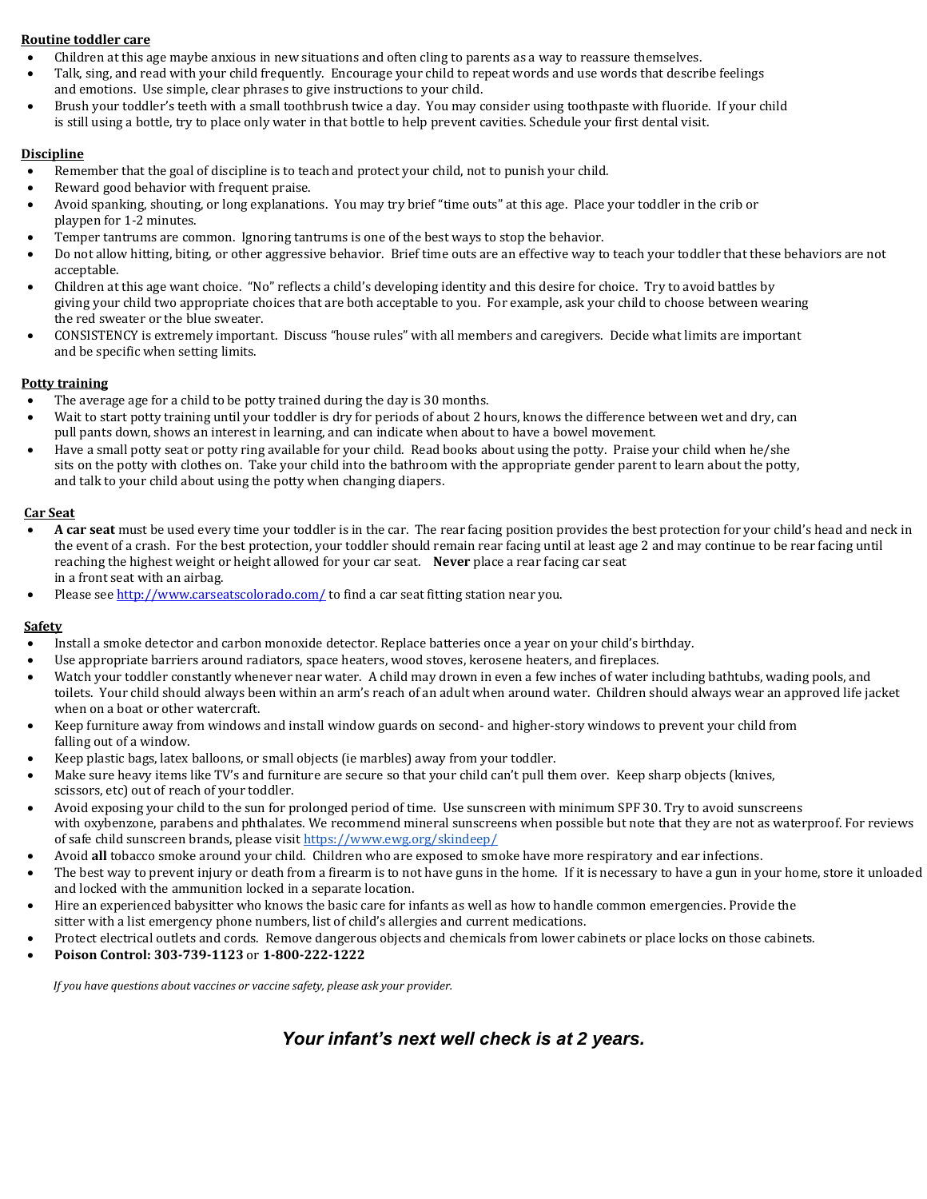## Routine toddler care

- Children at this age maybe anxious in new situations and often cling to parents as a way to reassure themselves.
- Talk, sing, and read with your child frequently. Encourage your child to repeat words and use words that describe feelings and emotions. Use simple, clear phrases to give instructions to your child.
- Brush your toddler's teeth with a small toothbrush twice a day. You may consider using toothpaste with fluoride. If your child is still using a bottle, try to place only water in that bottle to help prevent cavities. Schedule your first dental visit.

## Discipline

- Remember that the goal of discipline is to teach and protect your child, not to punish your child.
- Reward good behavior with frequent praise.
- Avoid spanking, shouting, or long explanations. You may try brief "time outs" at this age. Place your toddler in the crib or playpen for 1-2 minutes.
- Temper tantrums are common. Ignoring tantrums is one of the best ways to stop the behavior.
- Do not allow hitting, biting, or other aggressive behavior. Brief time outs are an effective way to teach your toddler that these behaviors are not acceptable.
- Children at this age want choice. "No" reflects a child's developing identity and this desire for choice. Try to avoid battles by giving your child two appropriate choices that are both acceptable to you. For example, ask your child to choose between wearing the red sweater or the blue sweater.
- CONSISTENCY is extremely important. Discuss "house rules" with all members and caregivers. Decide what limits are important and be specific when setting limits.

## Potty training

- The average age for a child to be potty trained during the day is 30 months.
- Wait to start potty training until your toddler is dry for periods of about 2 hours, knows the difference between wet and dry, can pull pants down, shows an interest in learning, and can indicate when about to have a bowel movement.
- Have a small potty seat or potty ring available for your child. Read books about using the potty. Praise your child when he/she sits on the potty with clothes on. Take your child into the bathroom with the appropriate gender parent to learn about the potty, and talk to your child about using the potty when changing diapers.

## Car Seat

- **A car seat** must be used every time your toddler is in the car. The rear facing position provides the best protection for your child's head and neck in the event of a crash. For the best protection, your toddler should remain rear facing until at least age 2 and may continue to be rear facing until reaching the highest weight or height allowed for your car seat. **Never** place a rear facing car seat in a front seat with an airbag.
- Please see [http://www.carseatscolorado.com/](http://www.carseatscolorado.com/) to find a car seat fitting station near you.

## Safety

- Install a smoke detector and carbon monoxide detector. Replace batteries once a year on your child's birthday.
- Use appropriate barriers around radiators, space heaters, wood stoves, kerosene heaters, and fireplaces.
- Watch your toddler constantly whenever near water. A child may drown in even a few inches of water including bathtubs, wading pools, and toilets. Your child should always been within an arm's reach of an adult when around water. Children should always wear an approved life jacket when on a boat or other watercraft.
- Keep furniture away from windows and install window guards on second- and higher-story windows to prevent your child from falling out of a window.
- Keep plastic bags, latex balloons, or small objects (ie marbles) away from your toddler.
- Make sure heavy items like TV's and furniture are secure so that your child can't pull them over. Keep sharp objects (knives, scissors, etc) out of reach of your toddler.
- Avoid exposing your child to the sun for prolonged period of time. Use sunscreen with minimum SPF 30. Try to avoid sunscreens with oxybenzone, parabens and phthalates. We recommend mineral sunscreens when possible but note that they are not as waterproof. For reviews of safe child sunscreen brands, please visit [https://www.ewg.org/skindeep/](https://www.ewg.org/skindeep/)
- Avoid **all** tobacco smoke around your child. Children who are exposed to smoke have more respiratory and ear infections.
- The best way to prevent injury or death from a firearm is to not have guns in the home. If it is necessary to have a gun in your home, store it unloaded and locked with the ammunition locked in a separate location.
- Hire an experienced babysitter who knows the basic care for infants as well as how to handle common emergencies. Provide the sitter with a list emergency phone numbers, list of child's allergies and current medications.
- Protect electrical outlets and cords. Remove dangerous objects and chemicals from lower cabinets or place locks on those cabinets.
- **Poison Control: 303-739-1123** or **1-800-222-1222**

*If you have questions about vaccines or vaccine safety, please ask your provider.*

***Your infant's next well check is at 2 years.***